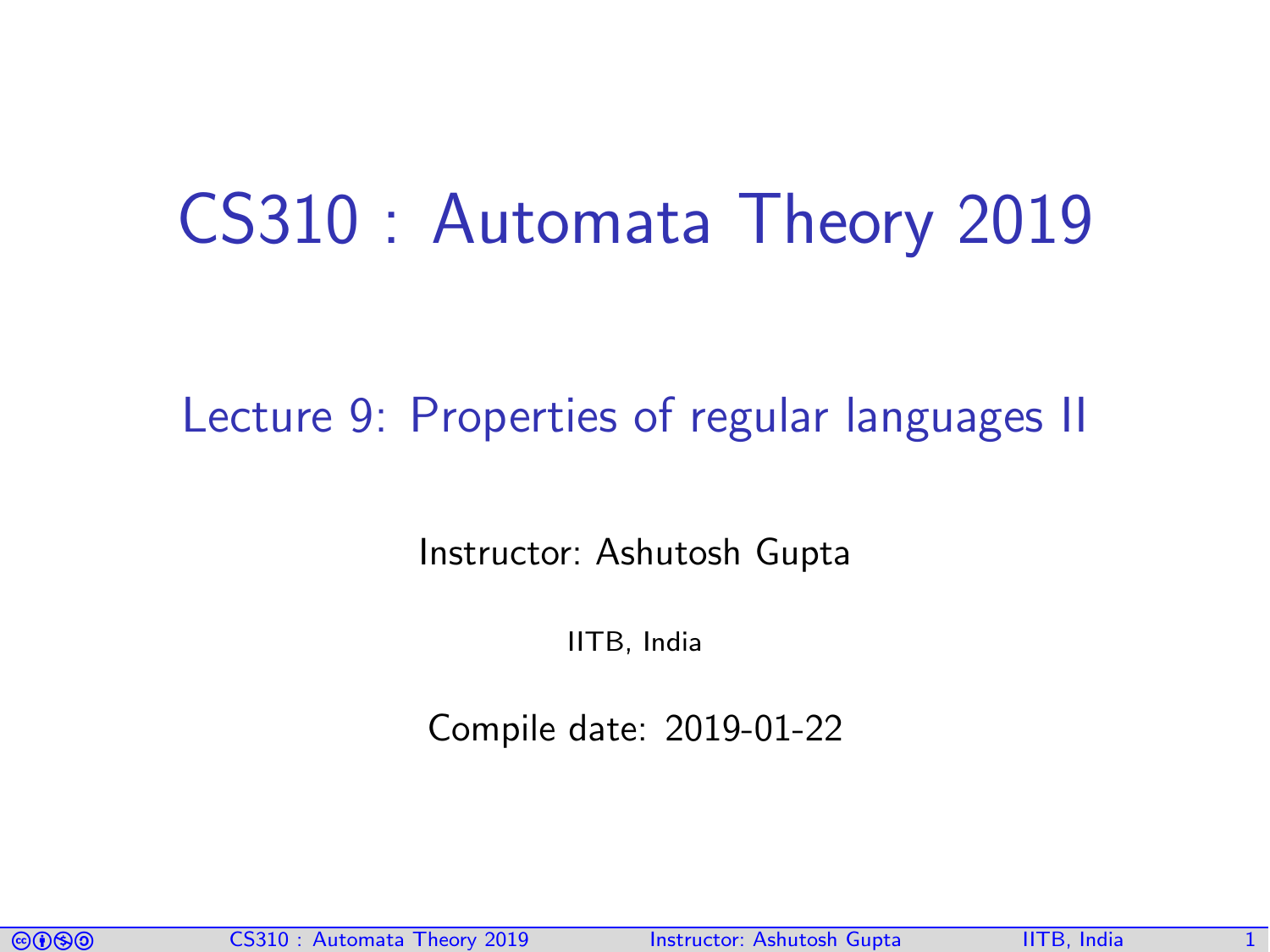# CS310 : Automata Theory 2019

## Lecture 9: Properties of regular languages II

Instructor: Ashutosh Gupta

IITB, India

Compile date: 2019-01-22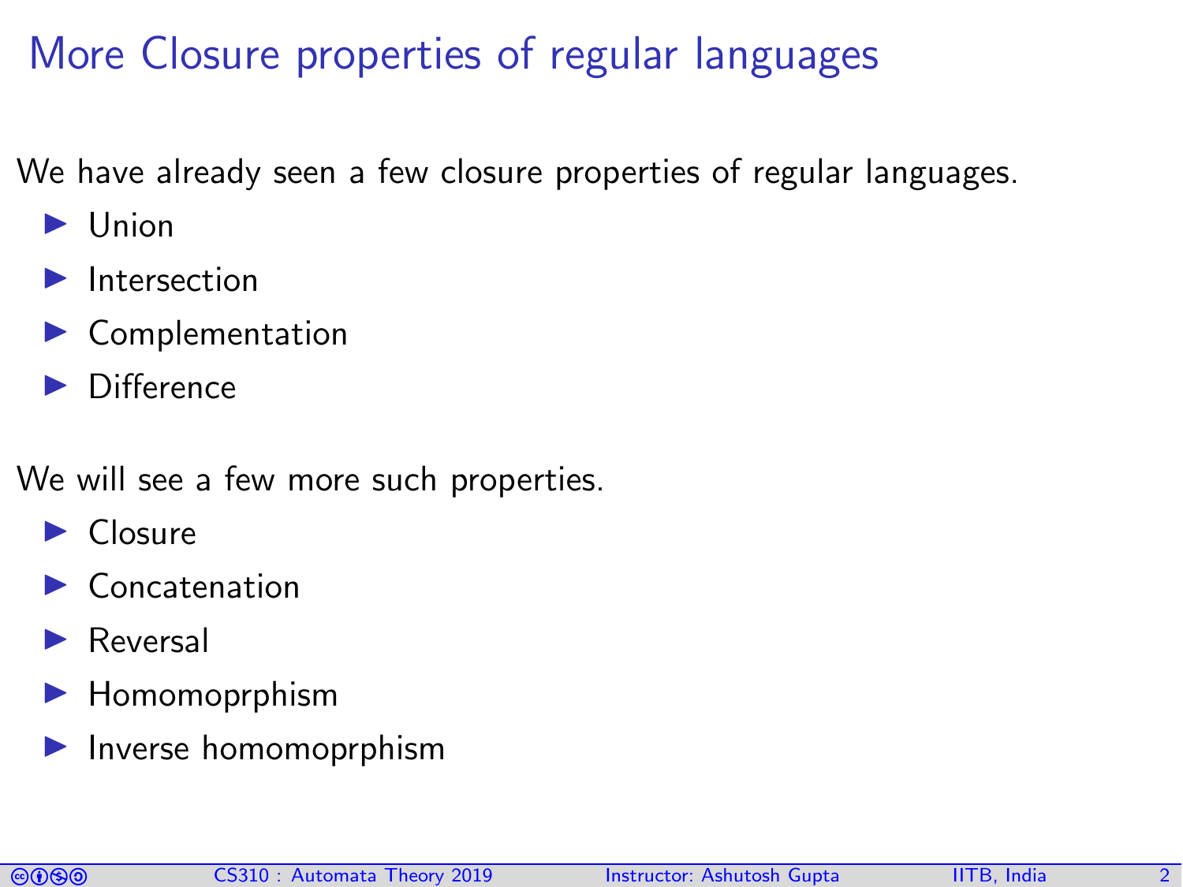# More Closure properties of regular languages

We have already seen a few closure properties of regular languages.

- Union
- Intersection
- Complementation
- Difference

We will see a few more such properties.

- Closure
- Concatenation
- Reversal
- Homomoprphism
- Inverse homomoprphism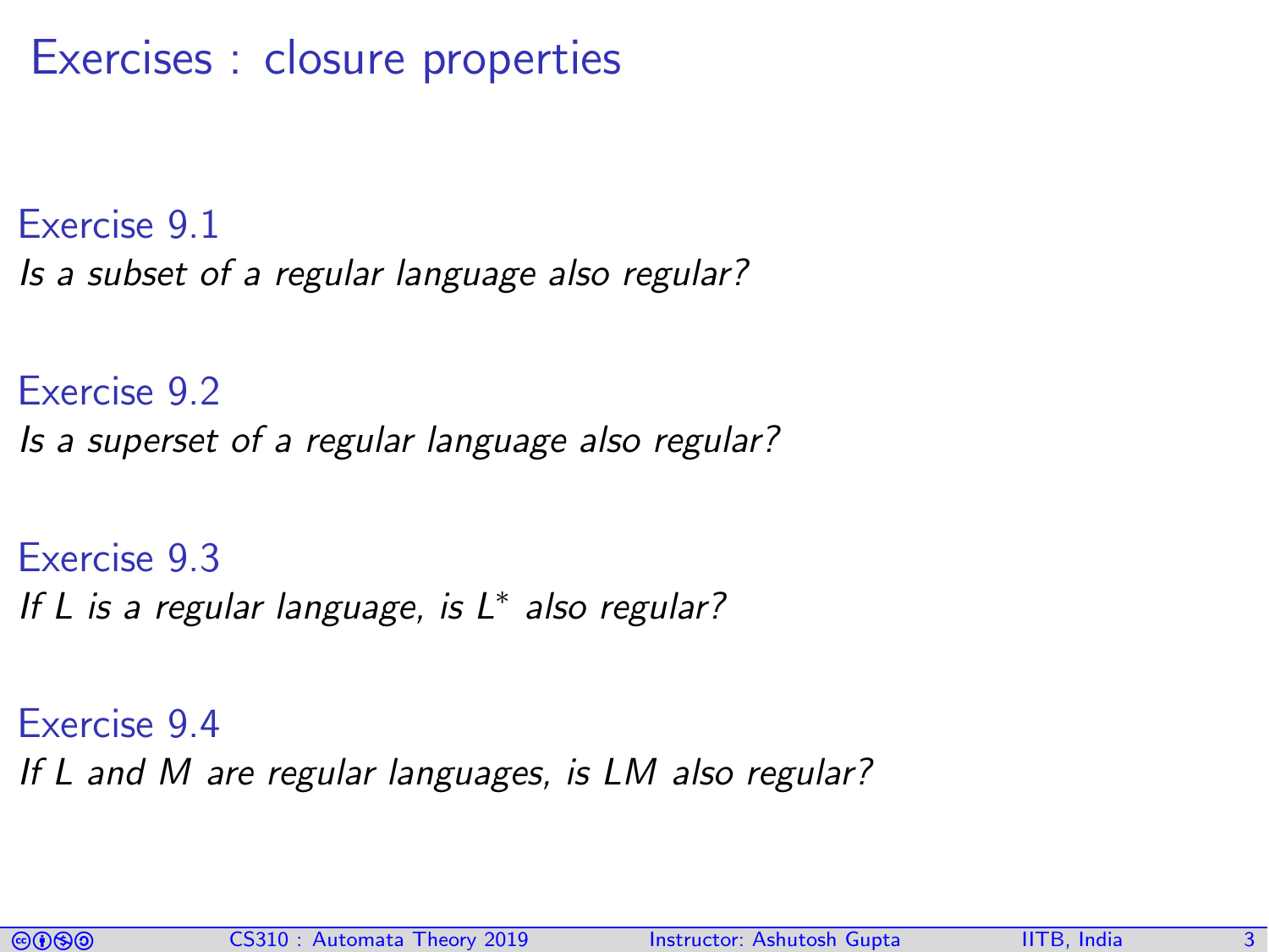# Exercises : closure properties

Exercise 9.1

*Is a subset of a regular language also regular?*

Exercise 9.2

*Is a superset of a regular language also regular?*

Exercise 9.3

*If $L$ is a regular language, is $L^*$ also regular?*

Exercise 9.4

*If $L$ and $M$ are regular languages, is $LM$ also regular?*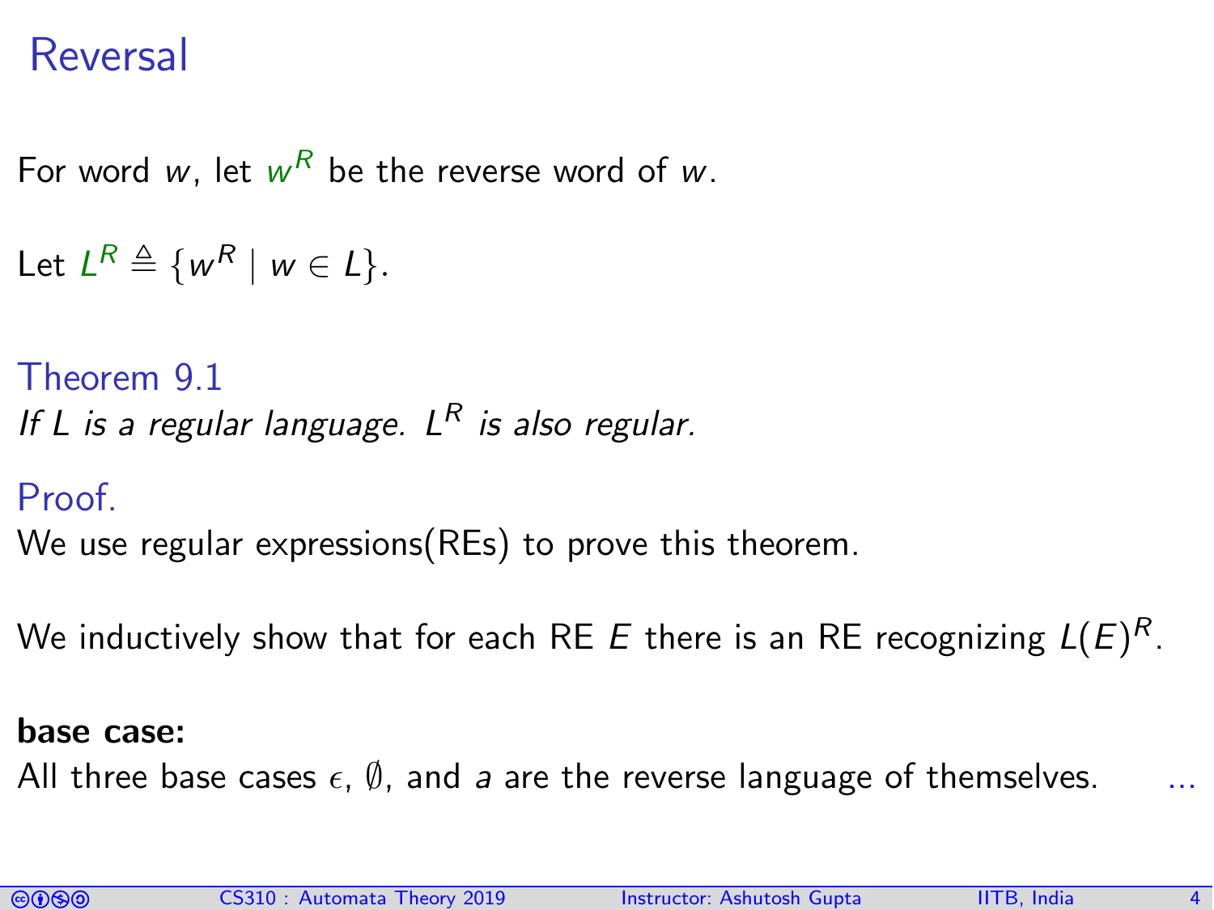# Reversal

For word $w$, let $w^R$ be the reverse word of $w$.

Let $L^R \triangleq \{w^R \mid w \in L\}$.

### Theorem 9.1

*If $L$ is a regular language. $L^R$ is also regular.*

### Proof.

We use regular expressions(REs) to prove this theorem.

We inductively show that for each RE $E$ there is an RE recognizing $L(E)^R$.

**base case:**

All three base cases $\epsilon$, $\emptyset$, and $a$ are the reverse language of themselves. ...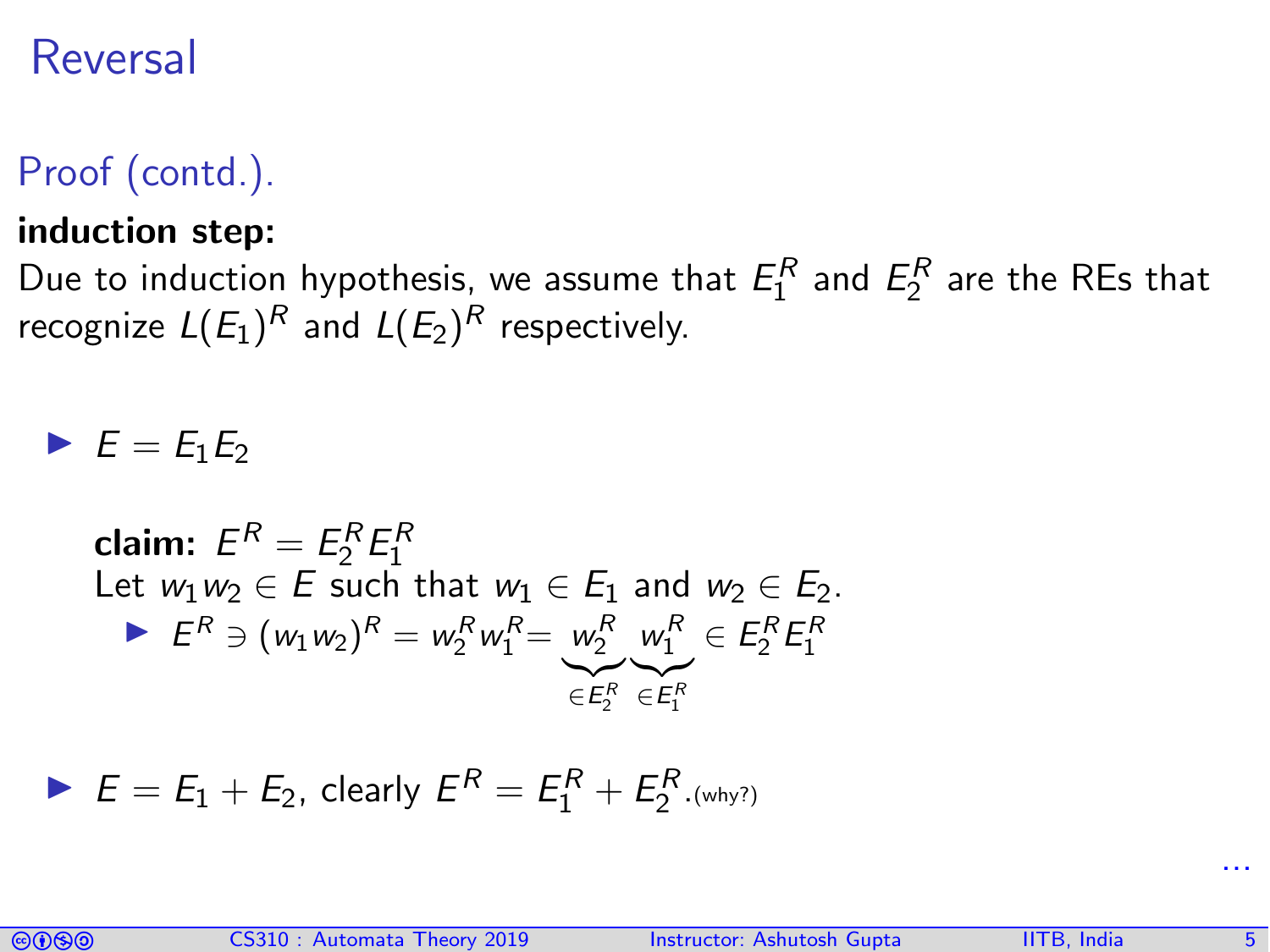# Reversal

## Proof (contd.).

**induction step:**

Due to induction hypothesis, we assume that $E_1^R$ and $E_2^R$ are the REs that recognize $L(E_1)^R$ and $L(E_2)^R$ respectively.

- $E = E_1 E_2$

  **claim:** $E^R = E_2^R E_1^R$

  Let $w_1 w_2 \in E$ such that $w_1 \in E_1$ and $w_2 \in E_2$.

  - $E^R \ni (w_1 w_2)^R = w_2^R w_1^R = \underbrace{w_2^R}_{\in E_2^R} \underbrace{w_1^R}_{\in E_1^R} \in E_2^R E_1^R$

- $E = E_1 + E_2$, clearly $E^R = E_1^R + E_2^R$. (why?)

...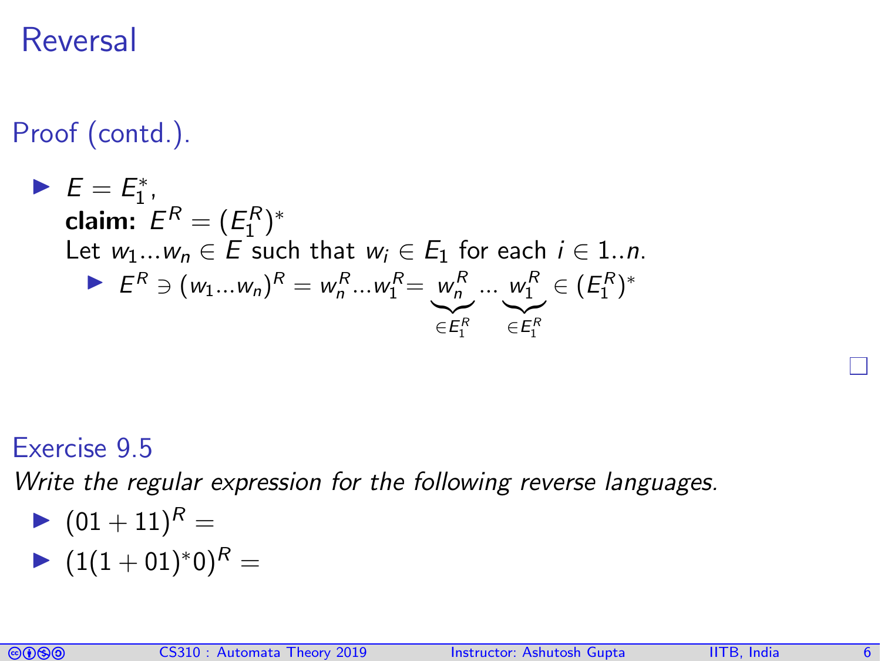# Reversal

## Proof (contd.).

- $E = E_1^*$,
  **claim:** $E^R = (E_1^R)^*$
  Let $w_1 ... w_n \in E$ such that $w_i \in E_1$ for each $i \in 1..n$.
  - $E^R \ni (w_1...w_n)^R = w_n^R ... w_1^R = \underbrace{w_n^R}_{\in E_1^R} ... \underbrace{w_1^R}_{\in E_1^R} \in (E_1^R)^*$

□

## Exercise 9.5

*Write the regular expression for the following reverse languages.*

- $(01 + 11)^R =$
- $(1(1 + 01)^* 0)^R =$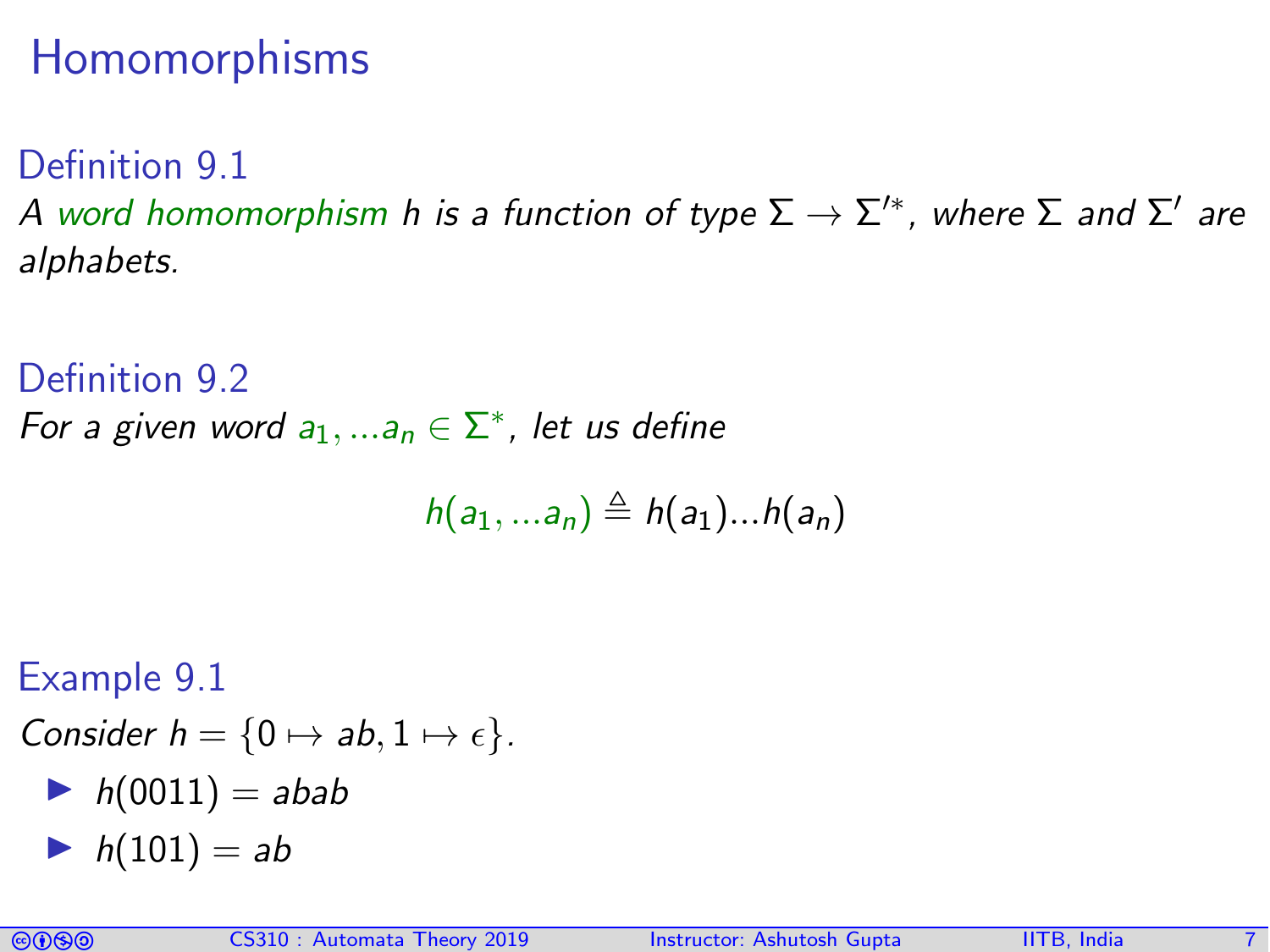# Homomorphisms

**Definition 9.1**

*A word homomorphism $h$ is a function of type $\Sigma \rightarrow \Sigma'^*$, where $\Sigma$ and $\Sigma'$ are alphabets.*

**Definition 9.2**

*For a given word $a_1, ...a_n \in \Sigma^*$, let us define*

$$h(a_1, ...a_n) \triangleq h(a_1)...h(a_n)$$

**Example 9.1**

*Consider $h = \{0 \mapsto ab, 1 \mapsto \epsilon\}$.*

- $h(0011) = abab$
- $h(101) = ab$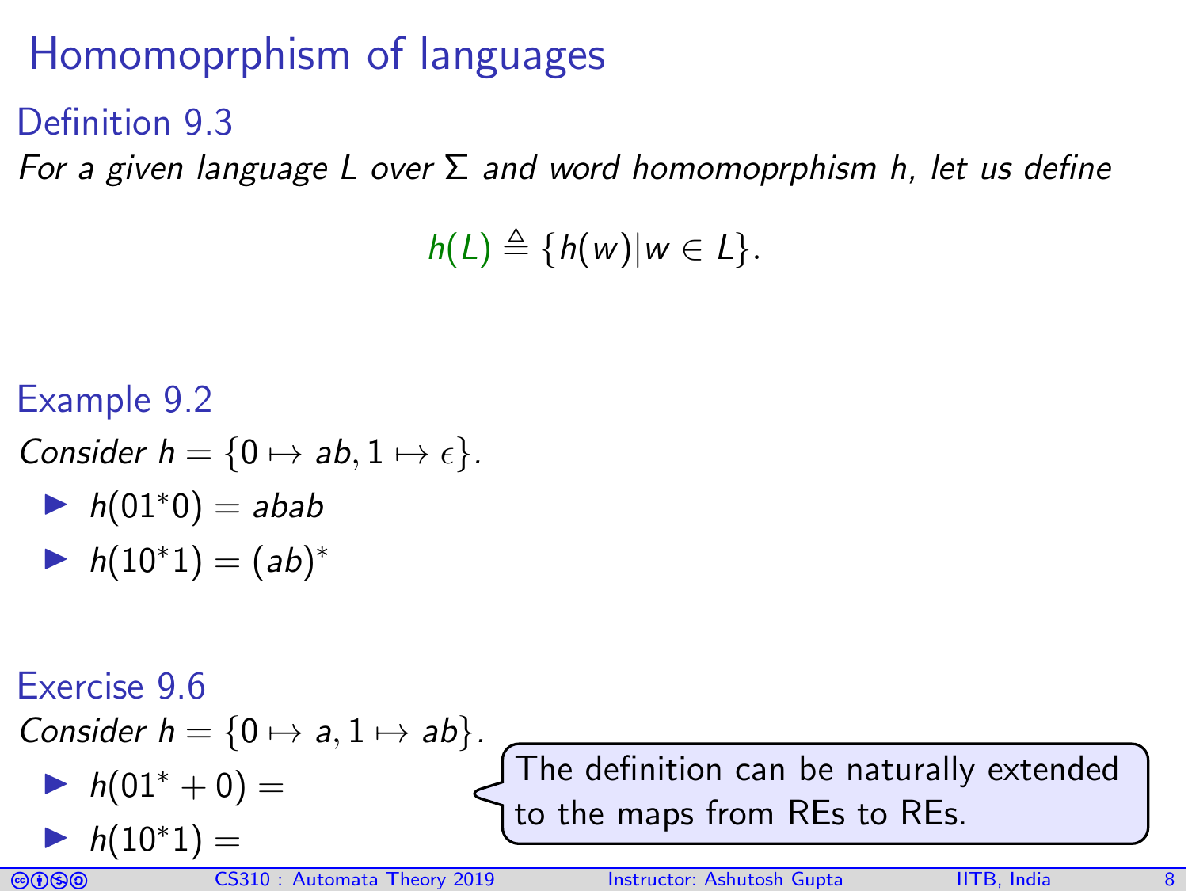# Homomoprphism of languages

## Definition 9.3

*For a given language L over Σ and word homomoprphism h, let us define*

$$h(L) \triangleq \{h(w) | w \in L\}.$$

## Example 9.2

*Consider* $h = \{0 \mapsto ab, 1 \mapsto \epsilon\}$.

- $h(01^*0) = abab$
- $h(10^*1) = (ab)^*$

## Exercise 9.6

*Consider* $h = \{0 \mapsto a, 1 \mapsto ab\}$.

- $h(01^* + 0) =$
- $h(10^*1) =$

The definition can be naturally extended to the maps from REs to REs.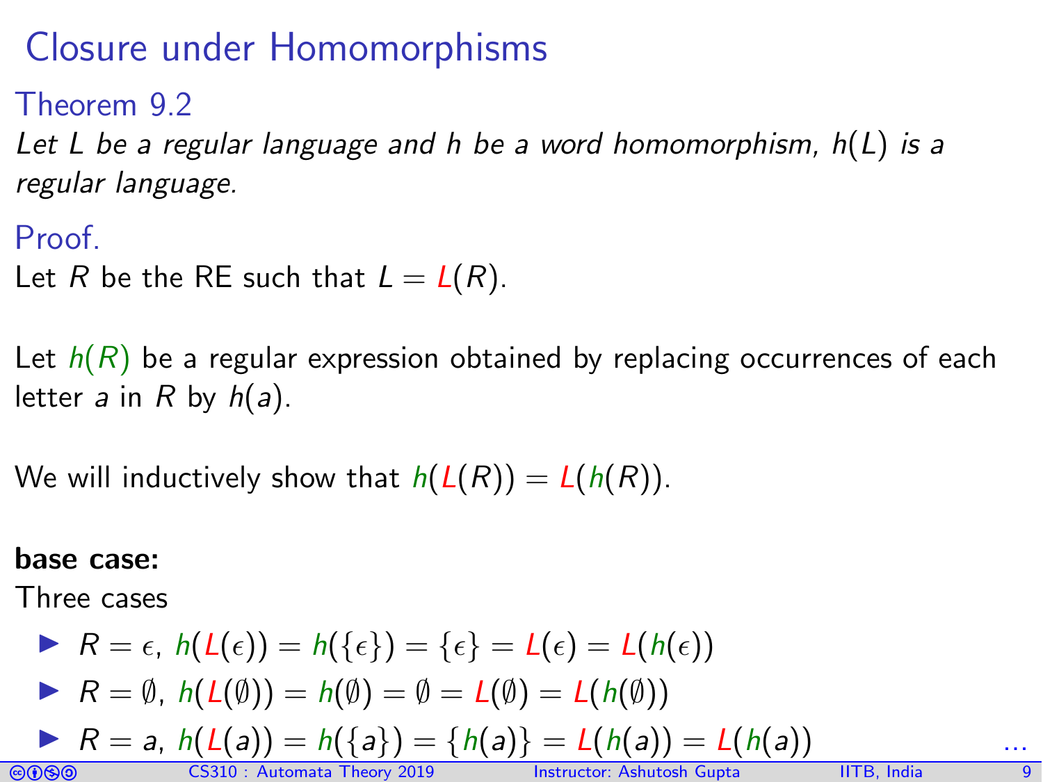# Closure under Homomorphisms

### Theorem 9.2

*Let $L$ be a regular language and $h$ be a word homomorphism, $h(L)$ is a regular language.*

### Proof.

Let $R$ be the RE such that $L = L(R)$.

Let $h(R)$ be a regular expression obtained by replacing occurrences of each letter $a$ in $R$ by $h(a)$.

We will inductively show that $h(L(R)) = L(h(R))$.

**base case:**

Three cases

- $R = \epsilon$, $h(L(\epsilon)) = h(\{\epsilon\}) = \{\epsilon\} = L(\epsilon) = L(h(\epsilon))$
- $R = \emptyset$, $h(L(\emptyset)) = h(\emptyset) = \emptyset = L(\emptyset) = L(h(\emptyset))$
- $R = a$, $h(L(a)) = h(\{a\}) = \{h(a)\} = L(h(a)) = L(h(a))$

...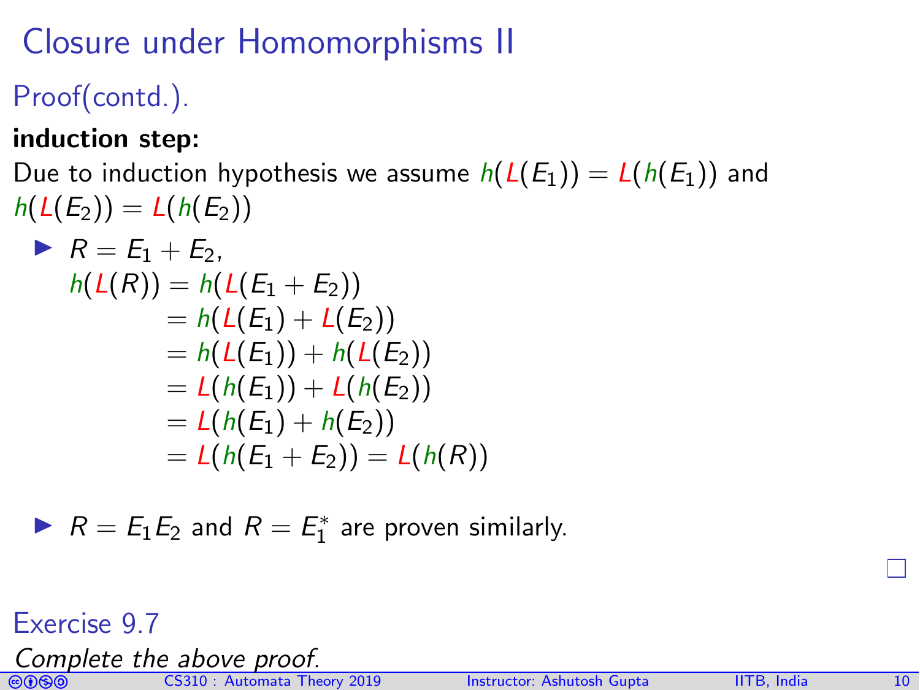# Closure under Homomorphisms II

## Proof(contd.).

**induction step:**

Due to induction hypothesis we assume $h(L(E_1)) = L(h(E_1))$ and $h(L(E_2)) = L(h(E_2))$

- $R = E_1 + E_2$,

$$
\begin{aligned}
h(L(R)) &= h(L(E_1 + E_2)) \\
&= h(L(E_1) + L(E_2)) \\
&= h(L(E_1)) + h(L(E_2)) \\
&= L(h(E_1)) + L(h(E_2)) \\
&= L(h(E_1) + h(E_2)) \\
&= L(h(E_1 + E_2)) = L(h(R))
\end{aligned}
$$

- $R = E_1 E_2$ and $R = E_1^*$ are proven similarly.

∎

## Exercise 9.7

*Complete the above proof.*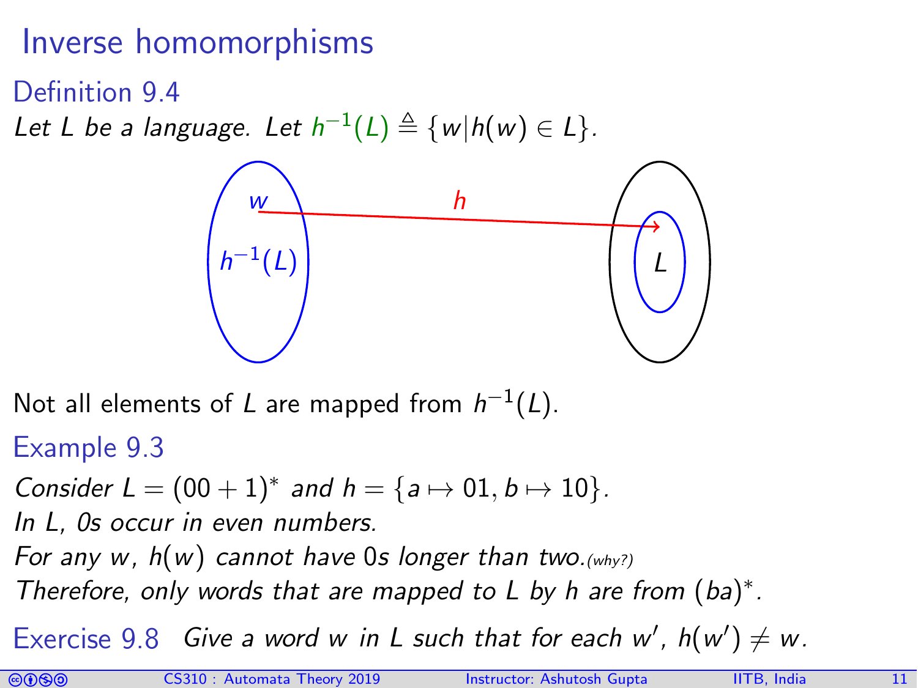# Inverse homomorphisms

### Definition 9.4

*Let $L$ be a language. Let $h^{-1}(L) \triangleq \{w | h(w) \in L\}$.*

Not all elements of $L$ are mapped from $h^{-1}(L)$.

### Example 9.3

*Consider $L = (00 + 1)^*$ and $h = \{a \mapsto 01, b \mapsto 10\}$.*

*In L, 0s occur in even numbers.*

*For any $w$, $h(w)$ cannot have 0s longer than two.*(why?)

*Therefore, only words that are mapped to L by h are from $(ba)^*$.*

**Exercise 9.8** *Give a word $w$ in $L$ such that for each $w'$, $h(w') \neq w$.*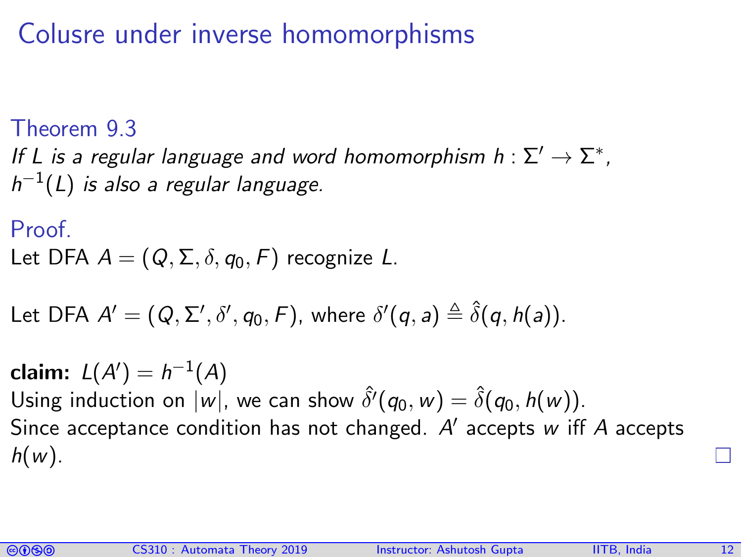# Colusre under inverse homomorphisms

### Theorem 9.3

*If $L$ is a regular language and word homomorphism $h : \Sigma' \rightarrow \Sigma^*$, $h^{-1}(L)$ is also a regular language.*

### Proof.

Let DFA $A = (Q, \Sigma, \delta, q_0, F)$ recognize $L$.

Let DFA $A' = (Q, \Sigma', \delta', q_0, F)$, where $\delta'(q, a) \triangleq \hat{\delta}(q, h(a))$.

**claim:** $L(A') = h^{-1}(A)$

Using induction on $|w|$, we can show $\hat{\delta}'(q_0, w) = \hat{\delta}(q_0, h(w))$.

Since acceptance condition has not changed. $A'$ accepts $w$ iff $A$ accepts $h(w)$.

□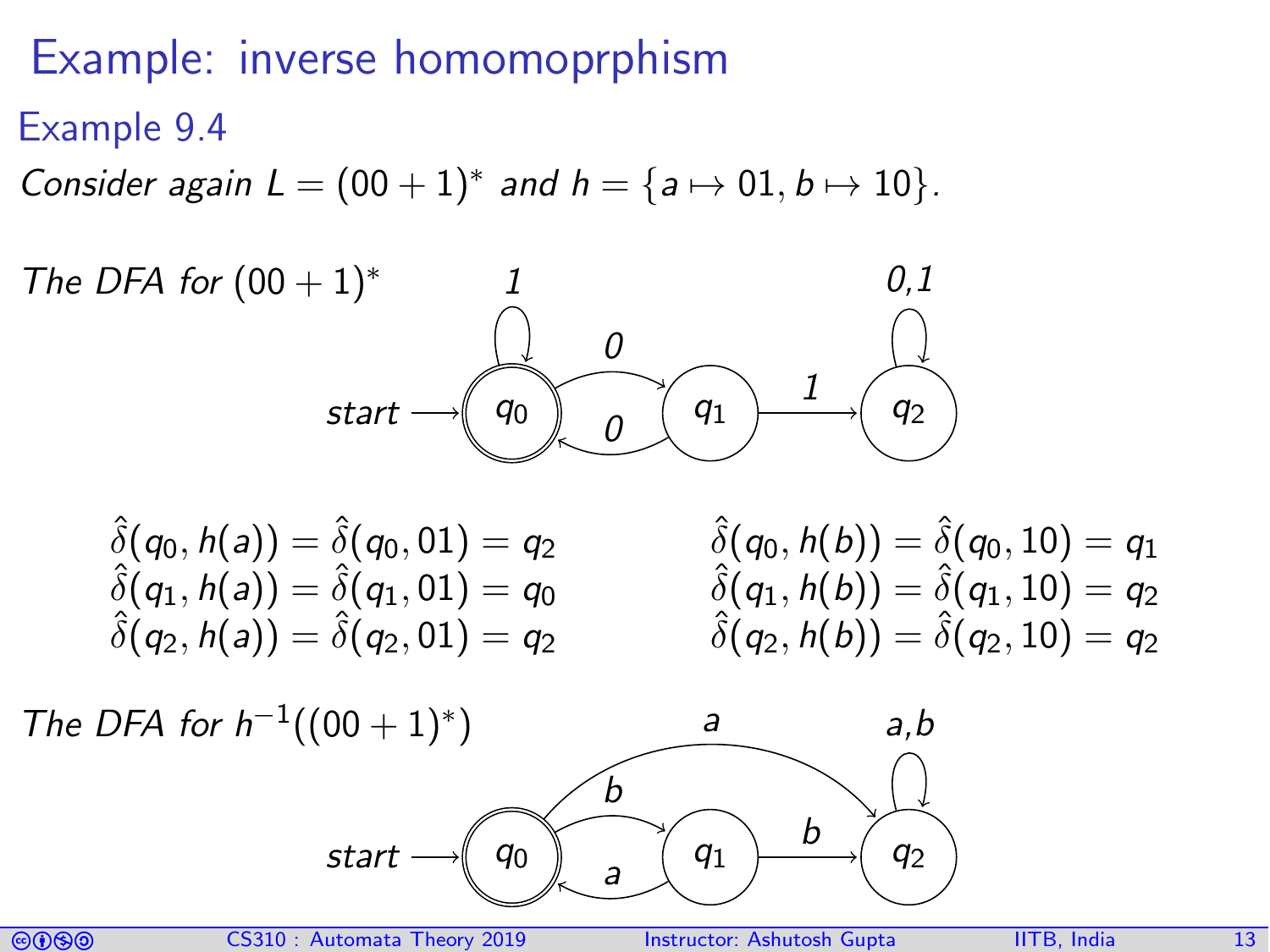# Example: inverse homomoprphism

## Example 9.4

*Consider again* $L = (00 + 1)^*$ *and* $h = \{a \mapsto 01, b \mapsto 10\}$.

*The DFA for* $(00 + 1)^*$

*start*

1 &nbsp;&nbsp; 0 &nbsp;&nbsp; 0 &nbsp;&nbsp; 1 &nbsp;&nbsp; 0,1

$q_0$ &nbsp;&nbsp; $q_1$ &nbsp;&nbsp; $q_2$

$$\hat{\delta}(q_0, h(a)) = \hat{\delta}(q_0, 01) = q_2$$
$$\hat{\delta}(q_1, h(a)) = \hat{\delta}(q_1, 01) = q_0$$
$$\hat{\delta}(q_2, h(a)) = \hat{\delta}(q_2, 01) = q_2$$

$$\hat{\delta}(q_0, h(b)) = \hat{\delta}(q_0, 10) = q_1$$
$$\hat{\delta}(q_1, h(b)) = \hat{\delta}(q_1, 10) = q_2$$
$$\hat{\delta}(q_2, h(b)) = \hat{\delta}(q_2, 10) = q_2$$

*The DFA for* $h^{-1}((00 + 1)^*)$

*start*

a &nbsp;&nbsp; b &nbsp;&nbsp; a &nbsp;&nbsp; b &nbsp;&nbsp; a,b

$q_0$ &nbsp;&nbsp; $q_1$ &nbsp;&nbsp; $q_2$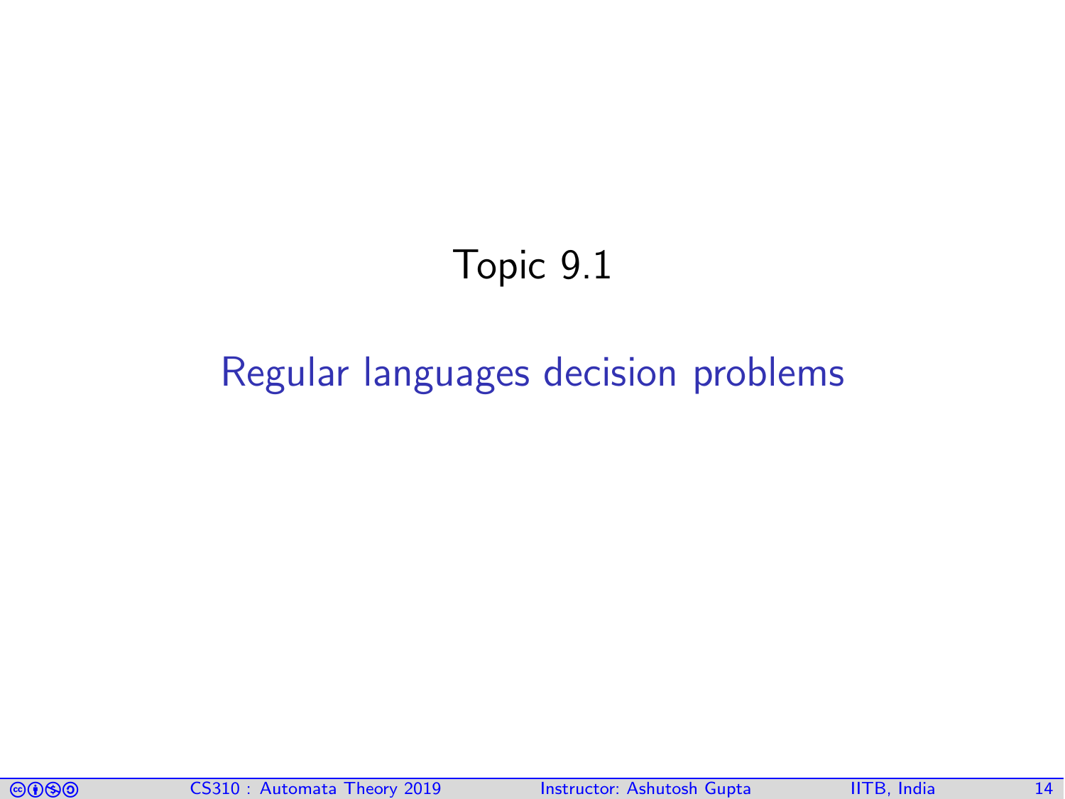# Topic 9.1

## Regular languages decision problems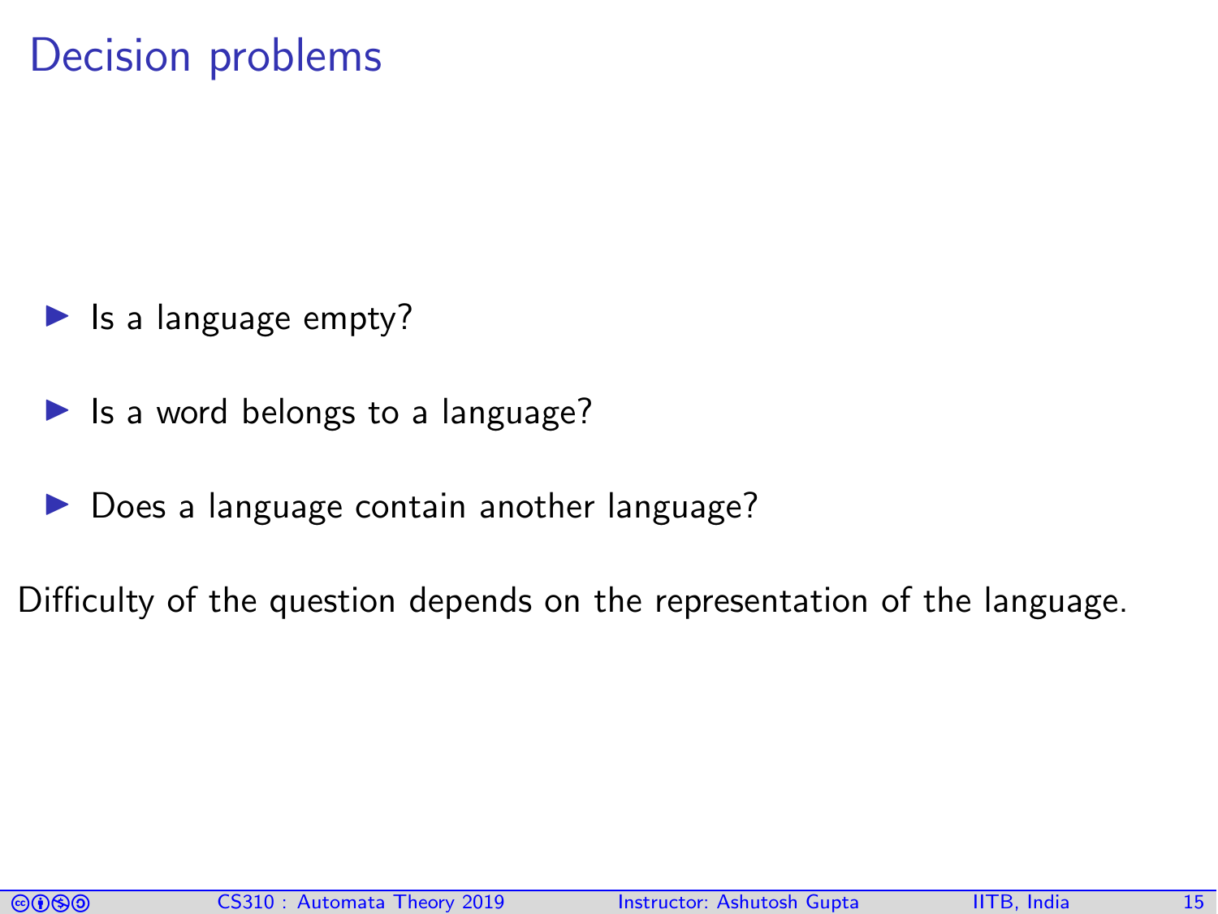# Decision problems

- Is a language empty?
- Is a word belongs to a language?
- Does a language contain another language?

Difficulty of the question depends on the representation of the language.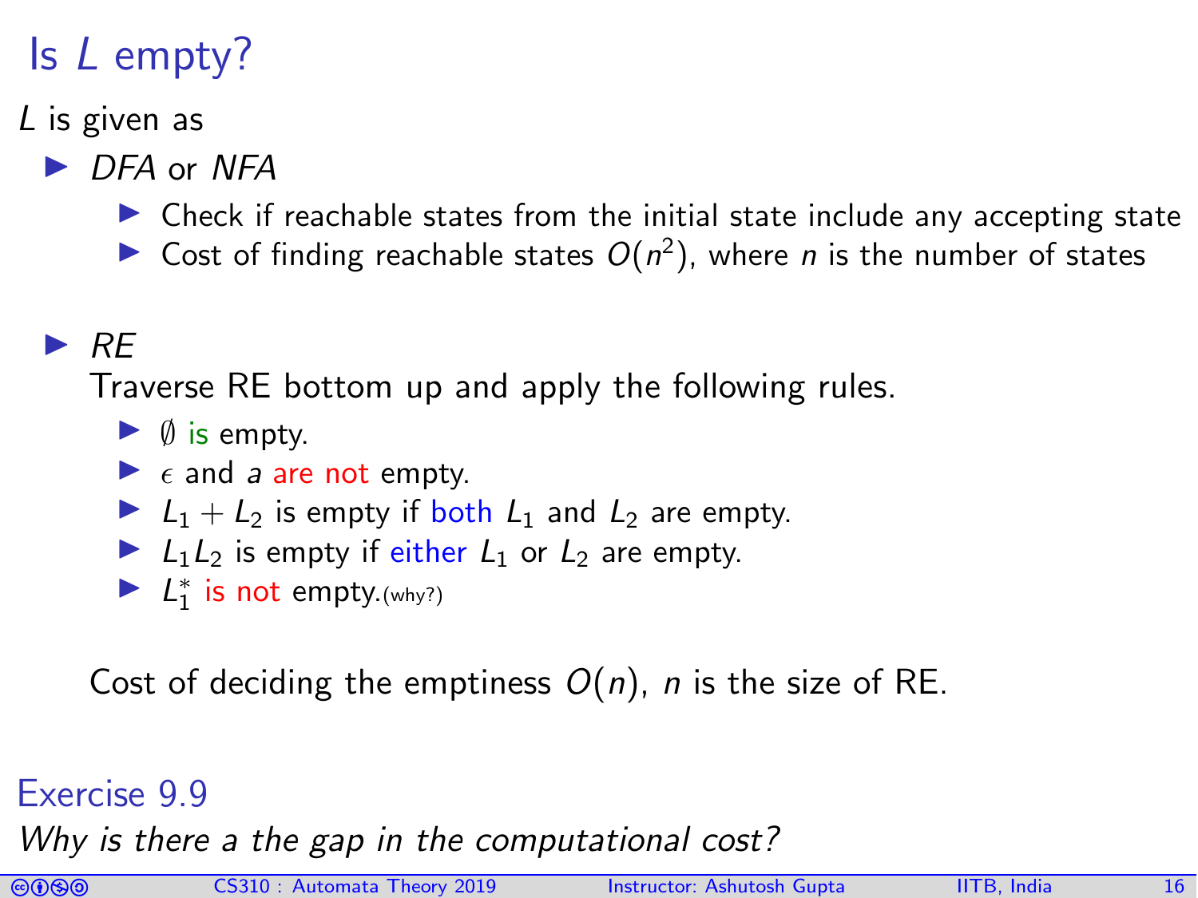# Is $L$ empty?

$L$ is given as

- *DFA* or *NFA*
  - Check if reachable states from the initial state include any accepting state
  - Cost of finding reachable states $O(n^2)$, where $n$ is the number of states

- *RE*

  Traverse RE bottom up and apply the following rules.
  - $\emptyset$ is empty.
  - $\epsilon$ and $a$ are not empty.
  - $L_1 + L_2$ is empty if both $L_1$ and $L_2$ are empty.
  - $L_1 L_2$ is empty if either $L_1$ or $L_2$ are empty.
  - $L_1^*$ is not empty.(why?)

  Cost of deciding the emptiness $O(n)$, $n$ is the size of RE.

## Exercise 9.9

*Why is there a the gap in the computational cost?*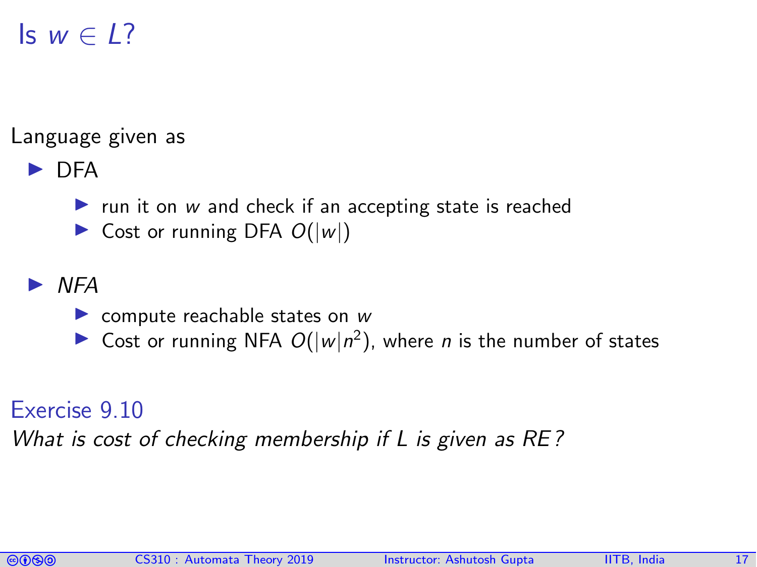# Is $w \in L$?

Language given as

- DFA
  - run it on $w$ and check if an accepting state is reached
  - Cost or running DFA $O(|w|)$
- *NFA*
  - compute reachable states on $w$
  - Cost or running NFA $O(|w|n^2)$, where $n$ is the number of states

## Exercise 9.10

*What is cost of checking membership if L is given as RE?*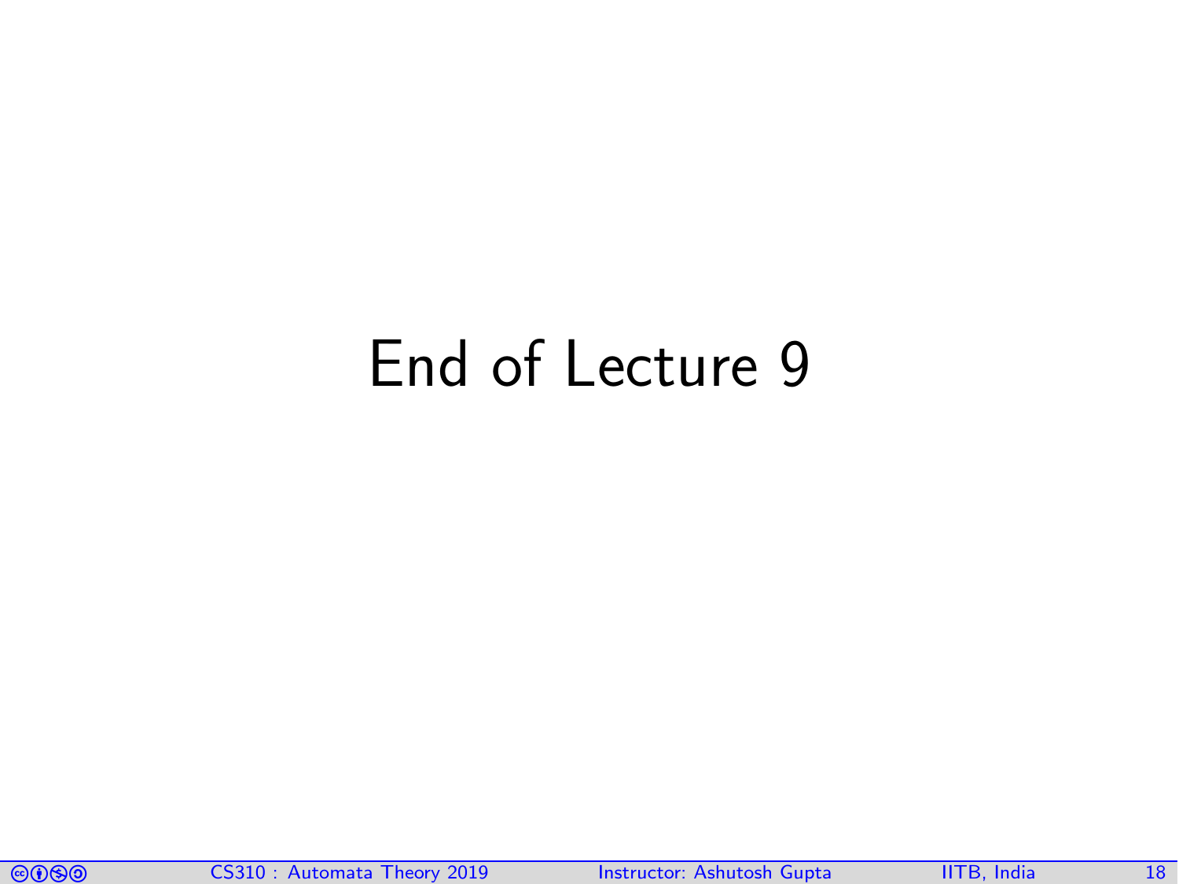# End of Lecture 9